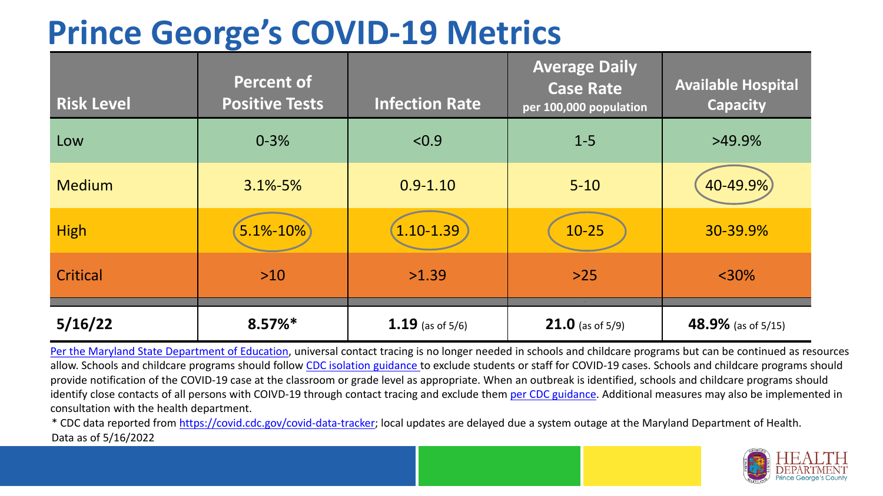# Prince George's COVID-19 Metrics

| Risk Level | Percent of Positive Tests | Infection Rate | Average Daily Case Rate per 100,000 population | Available Hospital Capacity |
|---|---|---|---|---|
| Low | 0-3% | <0.9 | 1-5 | >49.9% |
| Medium | 3.1%-5% | 0.9-1.10 | 5-10 | 40-49.9% |
| High | 5.1%-10% | 1.10-1.39 | 10-25 | 30-39.9% |
| Critical | >10 | >1.39 | >25 | <30% |
| **5/16/22** | **8.57%*** | **1.19** (as of 5/6) | **21.0** (as of 5/9) | **48.9%** (as of 5/15) |

Per the Maryland State Department of Education, universal contact tracing is no longer needed in schools and childcare programs but can be continued as resources allow. Schools and childcare programs should follow CDC isolation guidance to exclude students or staff for COVID-19 cases. Schools and childcare programs should provide notification of the COVID-19 case at the classroom or grade level as appropriate. When an outbreak is identified, schools and childcare programs should identify close contacts of all persons with COIVD-19 through contact tracing and exclude them per CDC guidance. Additional measures may also be implemented in consultation with the health department.

* CDC data reported from https://covid.cdc.gov/covid-data-tracker; local updates are delayed due a system outage at the Maryland Department of Health.

Data as of 5/16/2022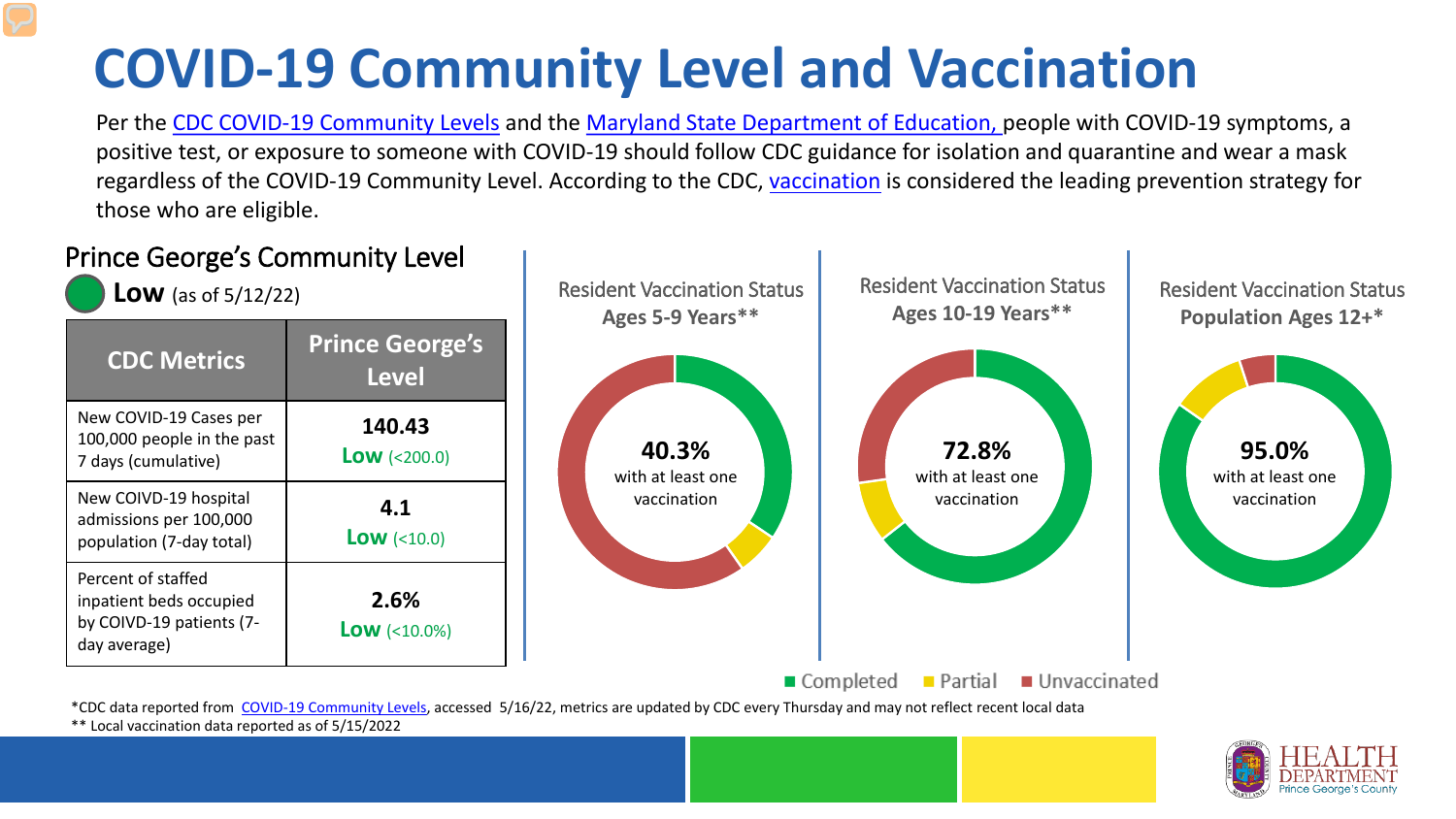# COVID-19 Community Level and Vaccination

Per the CDC COVID-19 Community Levels and the Maryland State Department of Education, people with COVID-19 symptoms, a positive test, or exposure to someone with COVID-19 should follow CDC guidance for isolation and quarantine and wear a mask regardless of the COVID-19 Community Level. According to the CDC, vaccination is considered the leading prevention strategy for those who are eligible.

## Prince George's Community Level

**Low** (as of 5/12/22)

| CDC Metrics | Prince George's Level |
|---|---|
| New COVID-19 Cases per 100,000 people in the past 7 days (cumulative) | **140.43** **Low** (<200.0) |
| New COIVD-19 hospital admissions per 100,000 population (7-day total) | **4.1** **Low** (<10.0) |
| Percent of staffed inpatient beds occupied by COIVD-19 patients (7-day average) | **2.6%** **Low** (<10.0%) |

**Resident Vaccination Status Ages 5-9 Years****

**40.3%** with at least one vaccination

**Resident Vaccination Status Ages 10-19 Years****

**72.8%** with at least one vaccination

**Resident Vaccination Status Population Ages 12+***

**95.0%** with at least one vaccination

Completed | Partial | Unvaccinated

*CDC data reported from COVID-19 Community Levels, accessed 5/16/22, metrics are updated by CDC every Thursday and may not reflect recent local data

** Local vaccination data reported as of 5/15/2022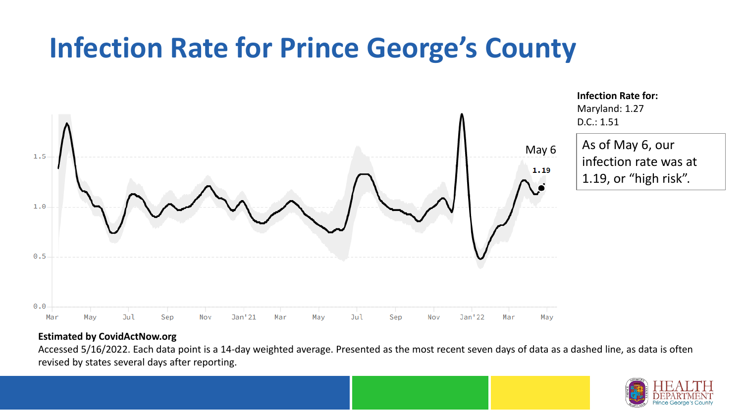# Infection Rate for Prince George's County

May 6

1.19

**Infection Rate for:**
Maryland: 1.27
D.C.: 1.51

As of May 6, our infection rate was at 1.19, or "high risk".

**Estimated by CovidActNow.org**

Accessed 5/16/2022. Each data point is a 14-day weighted average. Presented as the most recent seven days of data as a dashed line, as data is often revised by states several days after reporting.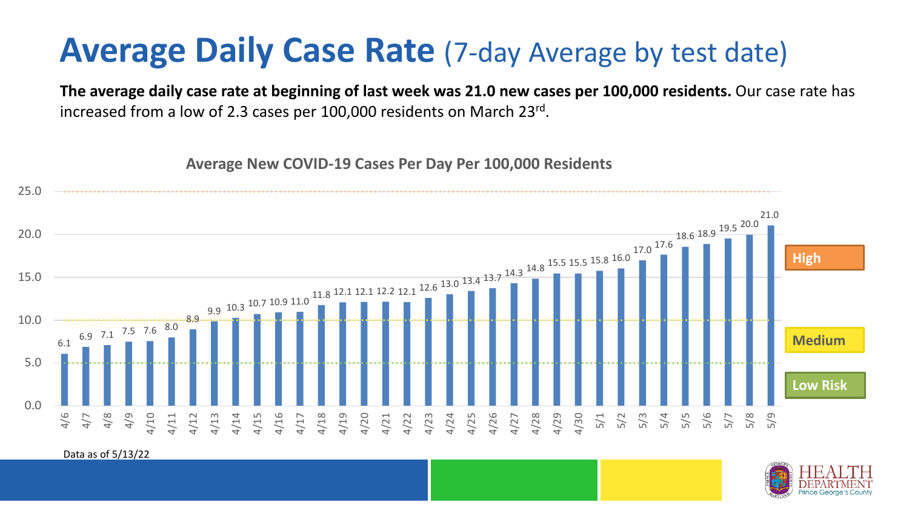# Average Daily Case Rate (7-day Average by test date)

**The average daily case rate at beginning of last week was 21.0 new cases per 100,000 residents.** Our case rate has increased from a low of 2.3 cases per 100,000 residents on March 23rd.

**Average New COVID-19 Cases Per Day Per 100,000 Residents**

| Date | Cases per 100,000 |
|---|---|
| 4/6 | 6.1 |
| 4/7 | 6.9 |
| 4/8 | 7.1 |
| 4/9 | 7.5 |
| 4/10 | 7.6 |
| 4/11 | 8.0 |
| 4/12 | 8.9 |
| 4/13 | 9.9 |
| 4/14 | 10.3 |
| 4/15 | 10.7 |
| 4/16 | 10.9 |
| 4/17 | 11.0 |
| 4/18 | 11.8 |
| 4/19 | 12.1 |
| 4/20 | 12.1 |
| 4/21 | 12.2 |
| 4/22 | 12.1 |
| 4/23 | 12.6 |
| 4/24 | 13.0 |
| 4/25 | 13.4 |
| 4/26 | 13.7 |
| 4/27 | 14.3 |
| 4/28 | 14.8 |
| 4/29 | 15.5 |
| 4/30 | 15.5 |
| 5/1 | 15.8 |
| 5/2 | 16.0 |
| 5/3 | 17.0 |
| 5/4 | 17.6 |
| 5/5 | 18.6 |
| 5/6 | 18.9 |
| 5/7 | 19.5 |
| 5/8 | 20.0 |
| 5/9 | 21.0 |

High | Medium | Low Risk

Data as of 5/13/22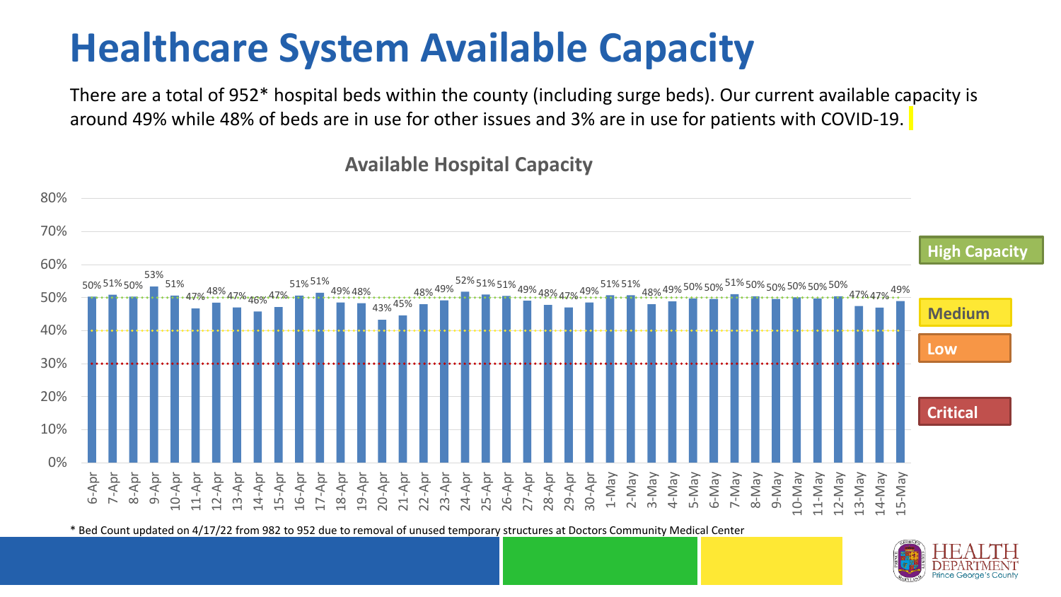# Healthcare System Available Capacity

There are a total of 952* hospital beds within the county (including surge beds). Our current available capacity is around 49% while 48% of beds are in use for other issues and 3% are in use for patients with COVID-19.

**Available Hospital Capacity**

80%
70%
60%
50%
40%
30%
20%
10%
0%

50% 51% 50% 53% 51% 47% 48% 47% 46% 47% 51% 51% 49% 48% 43% 45% 48% 49% 52% 51% 51% 49% 48% 47% 49% 51% 51% 48% 49% 50% 50% 51% 50% 50% 50% 50% 50% 47% 47% 49%

6-Apr 7-Apr 8-Apr 9-Apr 10-Apr 11-Apr 12-Apr 13-Apr 14-Apr 15-Apr 16-Apr 17-Apr 18-Apr 19-Apr 20-Apr 21-Apr 22-Apr 23-Apr 24-Apr 25-Apr 26-Apr 27-Apr 28-Apr 29-Apr 30-Apr 1-May 2-May 3-May 4-May 5-May 6-May 7-May 8-May 9-May 10-May 11-May 12-May 13-May 14-May 15-May

High Capacity
Medium
Low
Critical

* Bed Count updated on 4/17/22 from 982 to 952 due to removal of unused temporary structures at Doctors Community Medical Center